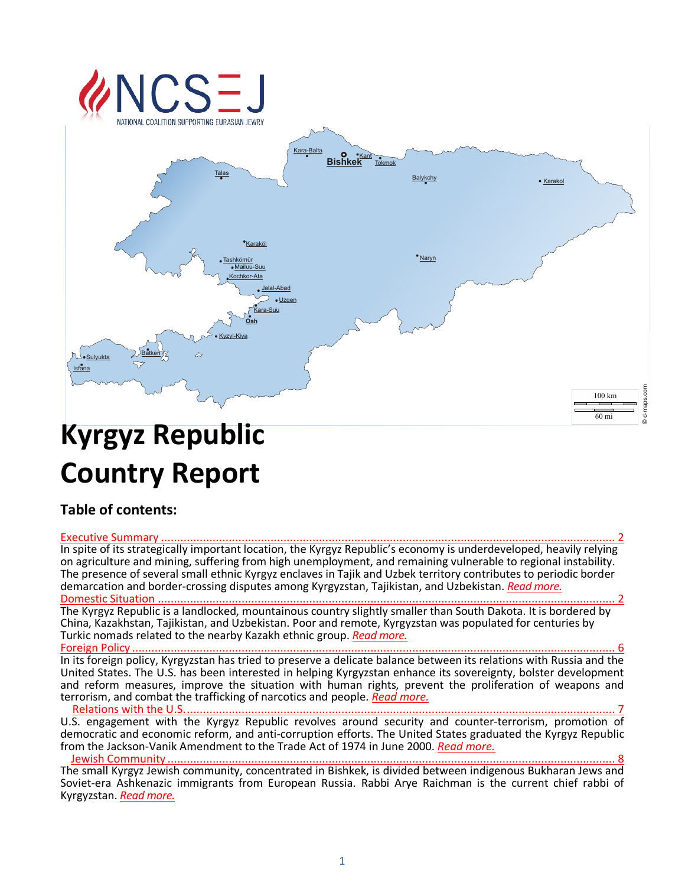NCSEJ

NATIONAL COALITION SUPPORTING EURASIAN JEWRY

# Kyrgyz Republic Country Report

## Table of contents:

Executive Summary .......... 2

In spite of its strategically important location, the Kyrgyz Republic's economy is underdeveloped, heavily relying on agriculture and mining, suffering from high unemployment, and remaining vulnerable to regional instability. The presence of several small ethnic Kyrgyz enclaves in Tajik and Uzbek territory contributes to periodic border demarcation and border-crossing disputes among Kyrgyzstan, Tajikistan, and Uzbekistan. *Read more.*

Domestic Situation .......... 2

The Kyrgyz Republic is a landlocked, mountainous country slightly smaller than South Dakota. It is bordered by China, Kazakhstan, Tajikistan, and Uzbekistan. Poor and remote, Kyrgyzstan was populated for centuries by Turkic nomads related to the nearby Kazakh ethnic group. *Read more.*

Foreign Policy .......... 6

In its foreign policy, Kyrgyzstan has tried to preserve a delicate balance between its relations with Russia and the United States. The U.S. has been interested in helping Kyrgyzstan enhance its sovereignty, bolster development and reform measures, improve the situation with human rights, prevent the proliferation of weapons and terrorism, and combat the trafficking of narcotics and people. *Read more.*

Relations with the U.S. .......... 7

U.S. engagement with the Kyrgyz Republic revolves around security and counter-terrorism, promotion of democratic and economic reform, and anti-corruption efforts. The United States graduated the Kyrgyz Republic from the Jackson-Vanik Amendment to the Trade Act of 1974 in June 2000. *Read more.*

Jewish Community .......... 8

The small Kyrgyz Jewish community, concentrated in Bishkek, is divided between indigenous Bukharan Jews and Soviet-era Ashkenazic immigrants from European Russia. Rabbi Arye Raichman is the current chief rabbi of Kyrgyzstan. *Read more.*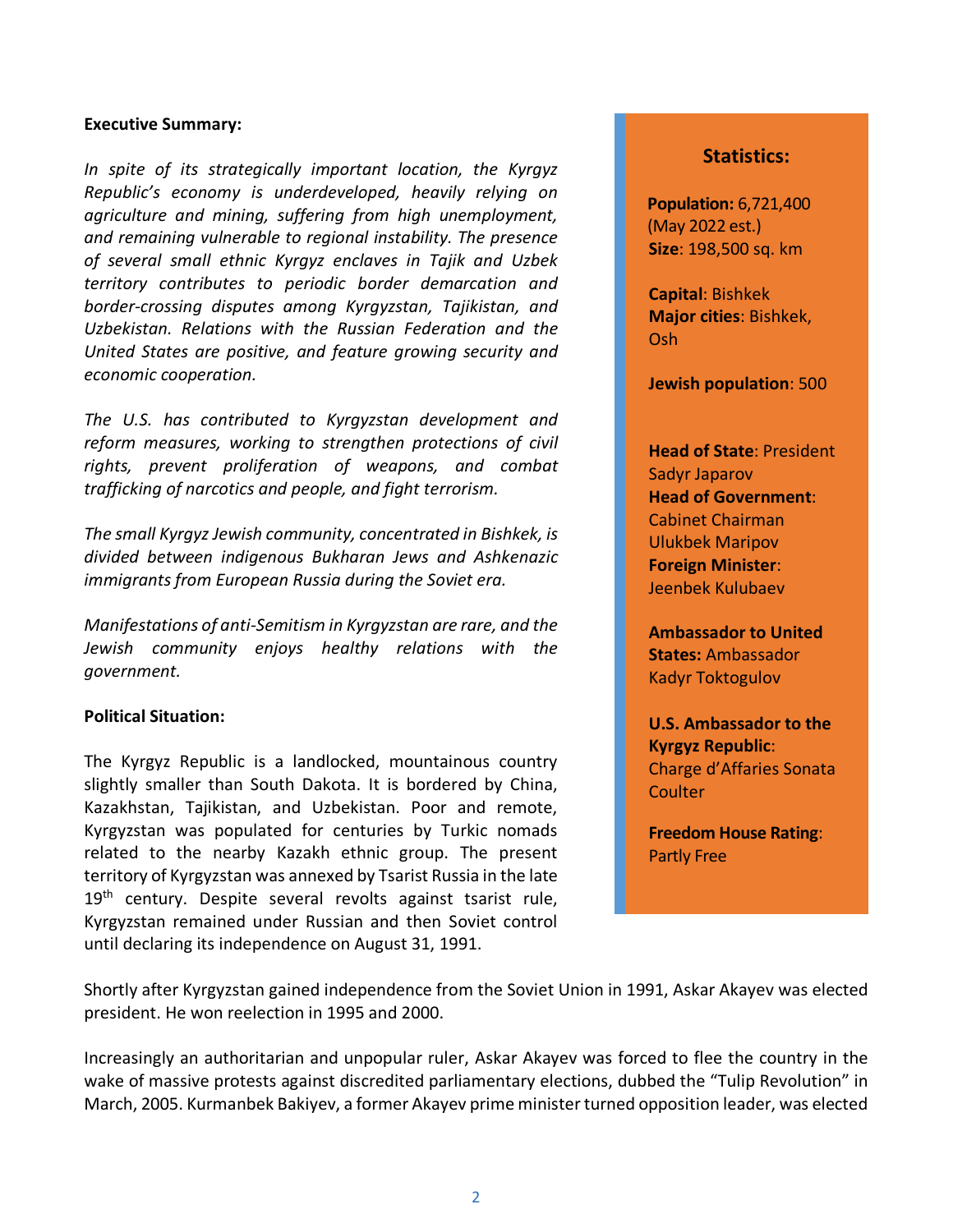**Executive Summary:**

*In spite of its strategically important location, the Kyrgyz Republic's economy is underdeveloped, heavily relying on agriculture and mining, suffering from high unemployment, and remaining vulnerable to regional instability. The presence of several small ethnic Kyrgyz enclaves in Tajik and Uzbek territory contributes to periodic border demarcation and border-crossing disputes among Kyrgyzstan, Tajikistan, and Uzbekistan. Relations with the Russian Federation and the United States are positive, and feature growing security and economic cooperation.*

*The U.S. has contributed to Kyrgyzstan development and reform measures, working to strengthen protections of civil rights, prevent proliferation of weapons, and combat trafficking of narcotics and people, and fight terrorism.*

*The small Kyrgyz Jewish community, concentrated in Bishkek, is divided between indigenous Bukharan Jews and Ashkenazic immigrants from European Russia during the Soviet era.*

*Manifestations of anti-Semitism in Kyrgyzstan are rare, and the Jewish community enjoys healthy relations with the government.*

**Statistics:**

**Population:** 6,721,400 (May 2022 est.)
**Size**: 198,500 sq. km

**Capital**: Bishkek
**Major cities**: Bishkek, Osh

**Jewish population**: 500

**Head of State**: President Sadyr Japarov
**Head of Government**: Cabinet Chairman Ulukbek Maripov
**Foreign Minister**: Jeenbek Kulubaev

**Ambassador to United States:** Ambassador Kadyr Toktogulov

**U.S. Ambassador to the Kyrgyz Republic**: Charge d'Affaries Sonata Coulter

**Freedom House Rating**: Partly Free

**Political Situation:**

The Kyrgyz Republic is a landlocked, mountainous country slightly smaller than South Dakota. It is bordered by China, Kazakhstan, Tajikistan, and Uzbekistan. Poor and remote, Kyrgyzstan was populated for centuries by Turkic nomads related to the nearby Kazakh ethnic group. The present territory of Kyrgyzstan was annexed by Tsarist Russia in the late 19th century. Despite several revolts against tsarist rule, Kyrgyzstan remained under Russian and then Soviet control until declaring its independence on August 31, 1991.

Shortly after Kyrgyzstan gained independence from the Soviet Union in 1991, Askar Akayev was elected president. He won reelection in 1995 and 2000.

Increasingly an authoritarian and unpopular ruler, Askar Akayev was forced to flee the country in the wake of massive protests against discredited parliamentary elections, dubbed the "Tulip Revolution" in March, 2005. Kurmanbek Bakiyev, a former Akayev prime minister turned opposition leader, was elected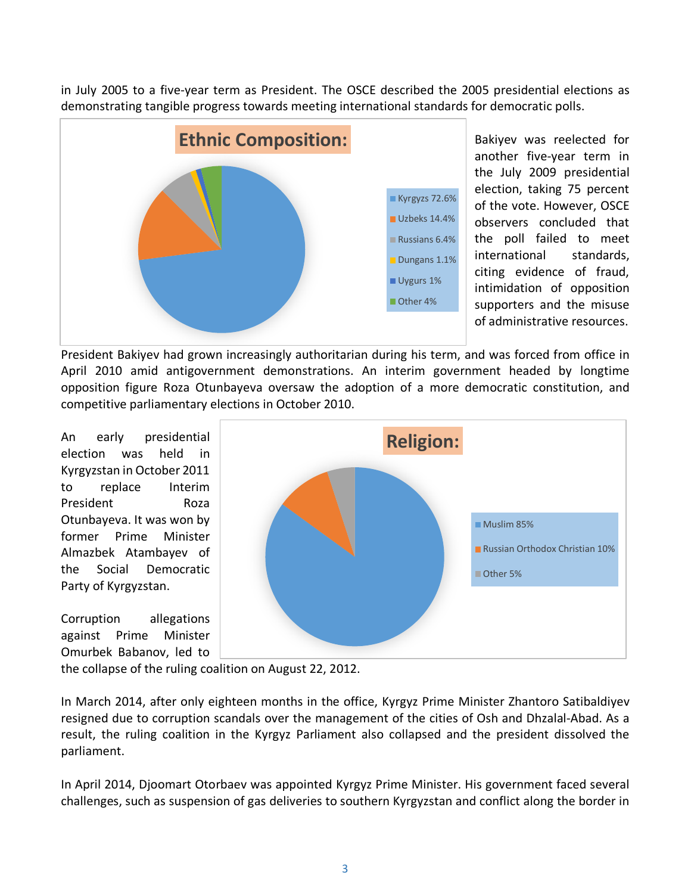in July 2005 to a five-year term as President. The OSCE described the 2005 presidential elections as demonstrating tangible progress towards meeting international standards for democratic polls.

**Ethnic Composition:**

- Kyrgyzs 72.6%
- Uzbeks 14.4%
- Russians 6.4%
- Dungans 1.1%
- Uygurs 1%
- Other 4%

Bakiyev was reelected for another five-year term in the July 2009 presidential election, taking 75 percent of the vote. However, OSCE observers concluded that the poll failed to meet international standards, citing evidence of fraud, intimidation of opposition supporters and the misuse of administrative resources.

President Bakiyev had grown increasingly authoritarian during his term, and was forced from office in April 2010 amid antigovernment demonstrations. An interim government headed by longtime opposition figure Roza Otunbayeva oversaw the adoption of a more democratic constitution, and competitive parliamentary elections in October 2010.

An early presidential election was held in Kyrgyzstan in October 2011 to replace Interim President Roza Otunbayeva. It was won by former Prime Minister Almazbek Atambayev of the Social Democratic Party of Kyrgyzstan.

**Religion:**

- Muslim 85%
- Russian Orthodox Christian 10%
- Other 5%

Corruption allegations against Prime Minister Omurbek Babanov, led to the collapse of the ruling coalition on August 22, 2012.

In March 2014, after only eighteen months in the office, Kyrgyz Prime Minister Zhantoro Satibaldiyev resigned due to corruption scandals over the management of the cities of Osh and Dhzalal-Abad. As a result, the ruling coalition in the Kyrgyz Parliament also collapsed and the president dissolved the parliament.

In April 2014, Djoomart Otorbaev was appointed Kyrgyz Prime Minister. His government faced several challenges, such as suspension of gas deliveries to southern Kyrgyzstan and conflict along the border in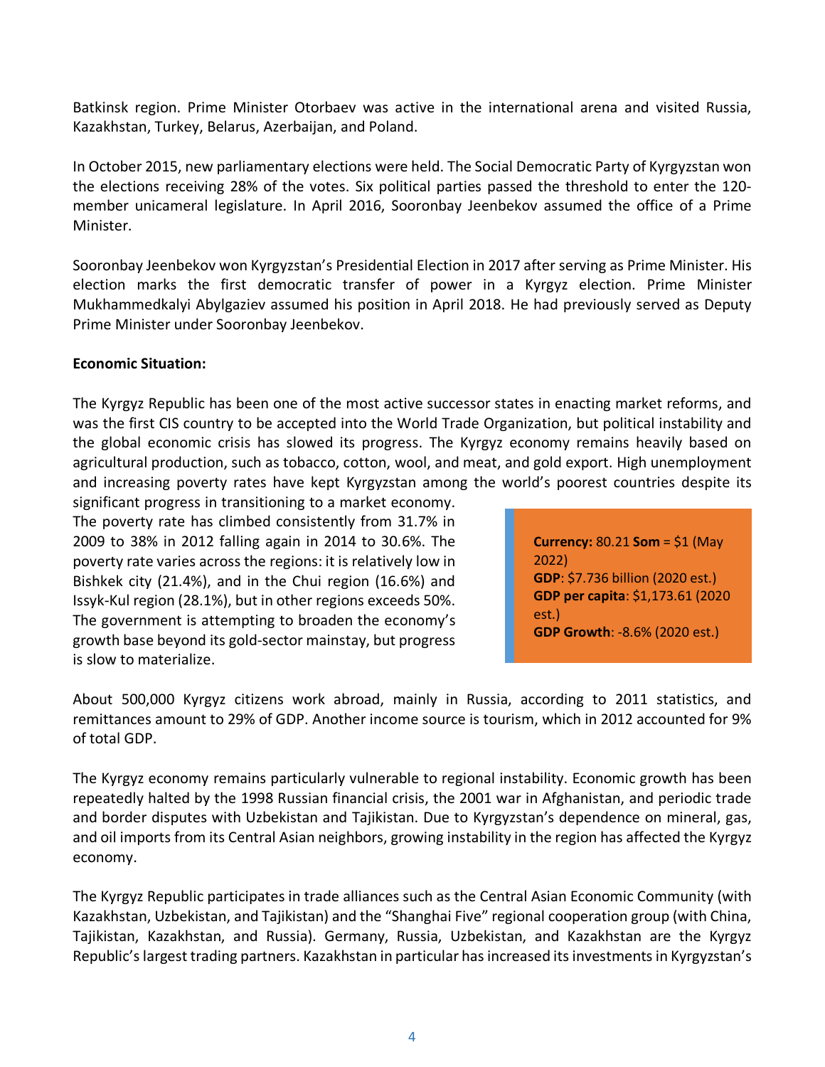Batkinsk region. Prime Minister Otorbaev was active in the international arena and visited Russia, Kazakhstan, Turkey, Belarus, Azerbaijan, and Poland.

In October 2015, new parliamentary elections were held. The Social Democratic Party of Kyrgyzstan won the elections receiving 28% of the votes. Six political parties passed the threshold to enter the 120-member unicameral legislature. In April 2016, Sooronbay Jeenbekov assumed the office of a Prime Minister.

Sooronbay Jeenbekov won Kyrgyzstan's Presidential Election in 2017 after serving as Prime Minister. His election marks the first democratic transfer of power in a Kyrgyz election. Prime Minister Mukhammedkalyi Abylgaziev assumed his position in April 2018. He had previously served as Deputy Prime Minister under Sooronbay Jeenbekov.

**Economic Situation:**

The Kyrgyz Republic has been one of the most active successor states in enacting market reforms, and was the first CIS country to be accepted into the World Trade Organization, but political instability and the global economic crisis has slowed its progress. The Kyrgyz economy remains heavily based on agricultural production, such as tobacco, cotton, wool, and meat, and gold export. High unemployment and increasing poverty rates have kept Kyrgyzstan among the world's poorest countries despite its significant progress in transitioning to a market economy. The poverty rate has climbed consistently from 31.7% in 2009 to 38% in 2012 falling again in 2014 to 30.6%. The poverty rate varies across the regions: it is relatively low in Bishkek city (21.4%), and in the Chui region (16.6%) and Issyk-Kul region (28.1%), but in other regions exceeds 50%. The government is attempting to broaden the economy's growth base beyond its gold-sector mainstay, but progress is slow to materialize.

**Currency:** 80.21 **Som** = $1 (May 2022)
**GDP**: $7.736 billion (2020 est.)
**GDP per capita**: $1,173.61 (2020 est.)
**GDP Growth**: -8.6% (2020 est.)

About 500,000 Kyrgyz citizens work abroad, mainly in Russia, according to 2011 statistics, and remittances amount to 29% of GDP. Another income source is tourism, which in 2012 accounted for 9% of total GDP.

The Kyrgyz economy remains particularly vulnerable to regional instability. Economic growth has been repeatedly halted by the 1998 Russian financial crisis, the 2001 war in Afghanistan, and periodic trade and border disputes with Uzbekistan and Tajikistan. Due to Kyrgyzstan's dependence on mineral, gas, and oil imports from its Central Asian neighbors, growing instability in the region has affected the Kyrgyz economy.

The Kyrgyz Republic participates in trade alliances such as the Central Asian Economic Community (with Kazakhstan, Uzbekistan, and Tajikistan) and the "Shanghai Five" regional cooperation group (with China, Tajikistan, Kazakhstan, and Russia). Germany, Russia, Uzbekistan, and Kazakhstan are the Kyrgyz Republic's largest trading partners. Kazakhstan in particular has increased its investments in Kyrgyzstan's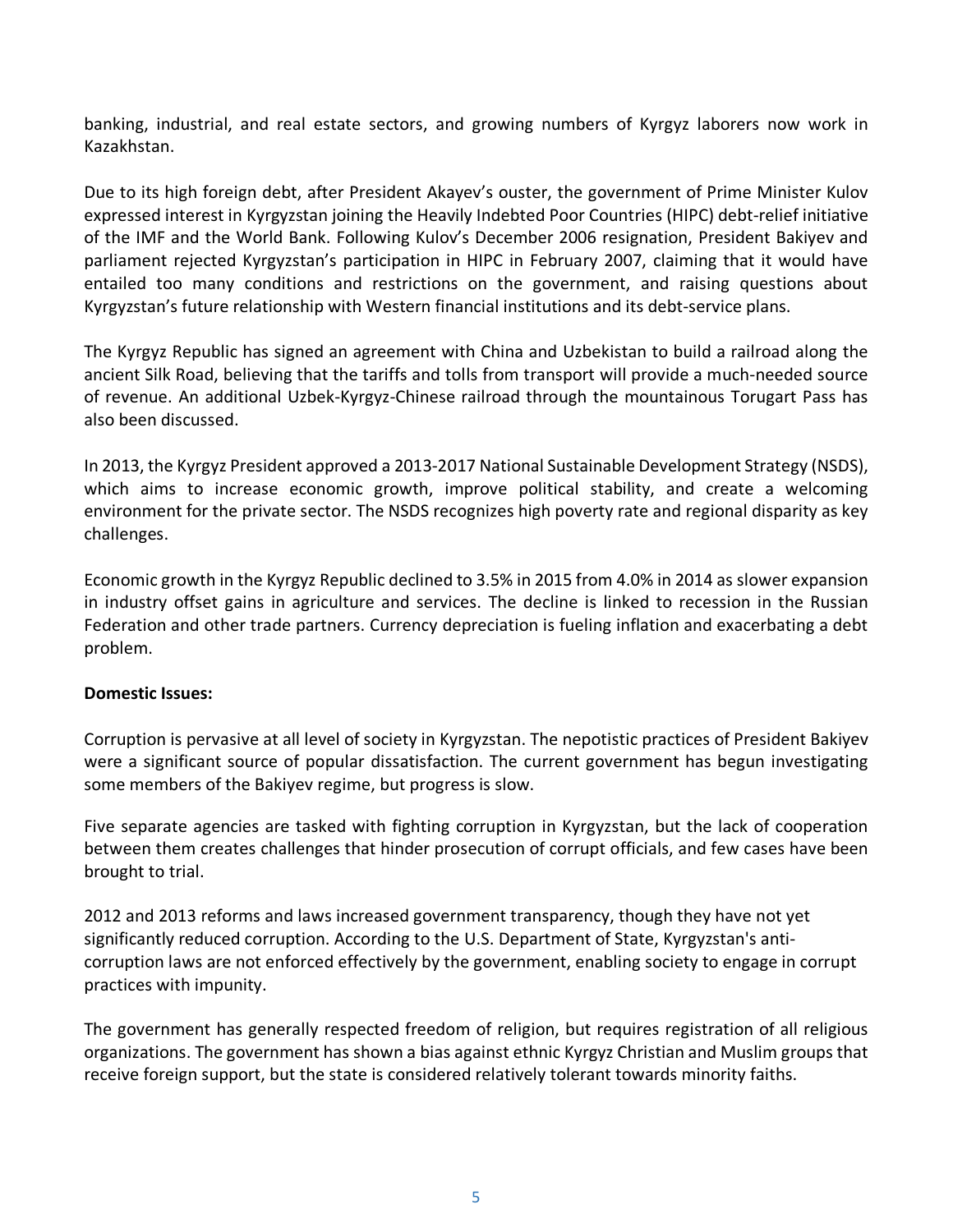banking, industrial, and real estate sectors, and growing numbers of Kyrgyz laborers now work in Kazakhstan.

Due to its high foreign debt, after President Akayev's ouster, the government of Prime Minister Kulov expressed interest in Kyrgyzstan joining the Heavily Indebted Poor Countries (HIPC) debt-relief initiative of the IMF and the World Bank. Following Kulov's December 2006 resignation, President Bakiyev and parliament rejected Kyrgyzstan's participation in HIPC in February 2007, claiming that it would have entailed too many conditions and restrictions on the government, and raising questions about Kyrgyzstan's future relationship with Western financial institutions and its debt-service plans.

The Kyrgyz Republic has signed an agreement with China and Uzbekistan to build a railroad along the ancient Silk Road, believing that the tariffs and tolls from transport will provide a much-needed source of revenue. An additional Uzbek-Kyrgyz-Chinese railroad through the mountainous Torugart Pass has also been discussed.

In 2013, the Kyrgyz President approved a 2013-2017 National Sustainable Development Strategy (NSDS), which aims to increase economic growth, improve political stability, and create a welcoming environment for the private sector. The NSDS recognizes high poverty rate and regional disparity as key challenges.

Economic growth in the Kyrgyz Republic declined to 3.5% in 2015 from 4.0% in 2014 as slower expansion in industry offset gains in agriculture and services. The decline is linked to recession in the Russian Federation and other trade partners. Currency depreciation is fueling inflation and exacerbating a debt problem.

**Domestic Issues:**

Corruption is pervasive at all level of society in Kyrgyzstan. The nepotistic practices of President Bakiyev were a significant source of popular dissatisfaction. The current government has begun investigating some members of the Bakiyev regime, but progress is slow.

Five separate agencies are tasked with fighting corruption in Kyrgyzstan, but the lack of cooperation between them creates challenges that hinder prosecution of corrupt officials, and few cases have been brought to trial.

2012 and 2013 reforms and laws increased government transparency, though they have not yet significantly reduced corruption. According to the U.S. Department of State, Kyrgyzstan's anti-corruption laws are not enforced effectively by the government, enabling society to engage in corrupt practices with impunity.

The government has generally respected freedom of religion, but requires registration of all religious organizations. The government has shown a bias against ethnic Kyrgyz Christian and Muslim groups that receive foreign support, but the state is considered relatively tolerant towards minority faiths.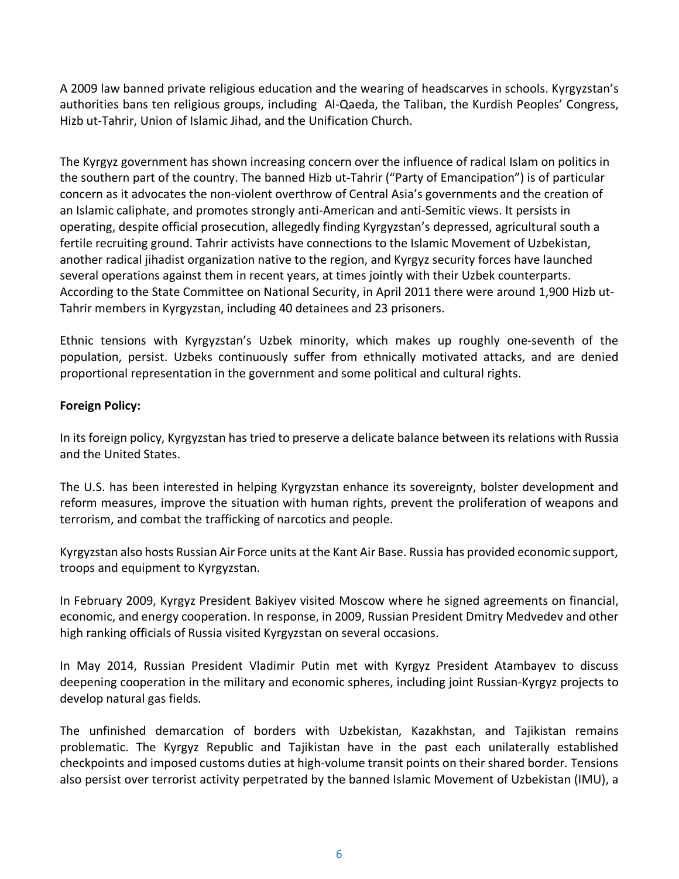A 2009 law banned private religious education and the wearing of headscarves in schools. Kyrgyzstan's authorities bans ten religious groups, including Al-Qaeda, the Taliban, the Kurdish Peoples' Congress, Hizb ut-Tahrir, Union of Islamic Jihad, and the Unification Church.

The Kyrgyz government has shown increasing concern over the influence of radical Islam on politics in the southern part of the country. The banned Hizb ut-Tahrir ("Party of Emancipation") is of particular concern as it advocates the non-violent overthrow of Central Asia's governments and the creation of an Islamic caliphate, and promotes strongly anti-American and anti-Semitic views. It persists in operating, despite official prosecution, allegedly finding Kyrgyzstan's depressed, agricultural south a fertile recruiting ground. Tahrir activists have connections to the Islamic Movement of Uzbekistan, another radical jihadist organization native to the region, and Kyrgyz security forces have launched several operations against them in recent years, at times jointly with their Uzbek counterparts. According to the State Committee on National Security, in April 2011 there were around 1,900 Hizb ut-Tahrir members in Kyrgyzstan, including 40 detainees and 23 prisoners.

Ethnic tensions with Kyrgyzstan's Uzbek minority, which makes up roughly one-seventh of the population, persist. Uzbeks continuously suffer from ethnically motivated attacks, and are denied proportional representation in the government and some political and cultural rights.

**Foreign Policy:**

In its foreign policy, Kyrgyzstan has tried to preserve a delicate balance between its relations with Russia and the United States.

The U.S. has been interested in helping Kyrgyzstan enhance its sovereignty, bolster development and reform measures, improve the situation with human rights, prevent the proliferation of weapons and terrorism, and combat the trafficking of narcotics and people.

Kyrgyzstan also hosts Russian Air Force units at the Kant Air Base. Russia has provided economic support, troops and equipment to Kyrgyzstan.

In February 2009, Kyrgyz President Bakiyev visited Moscow where he signed agreements on financial, economic, and energy cooperation. In response, in 2009, Russian President Dmitry Medvedev and other high ranking officials of Russia visited Kyrgyzstan on several occasions.

In May 2014, Russian President Vladimir Putin met with Kyrgyz President Atambayev to discuss deepening cooperation in the military and economic spheres, including joint Russian-Kyrgyz projects to develop natural gas fields.

The unfinished demarcation of borders with Uzbekistan, Kazakhstan, and Tajikistan remains problematic. The Kyrgyz Republic and Tajikistan have in the past each unilaterally established checkpoints and imposed customs duties at high-volume transit points on their shared border. Tensions also persist over terrorist activity perpetrated by the banned Islamic Movement of Uzbekistan (IMU), a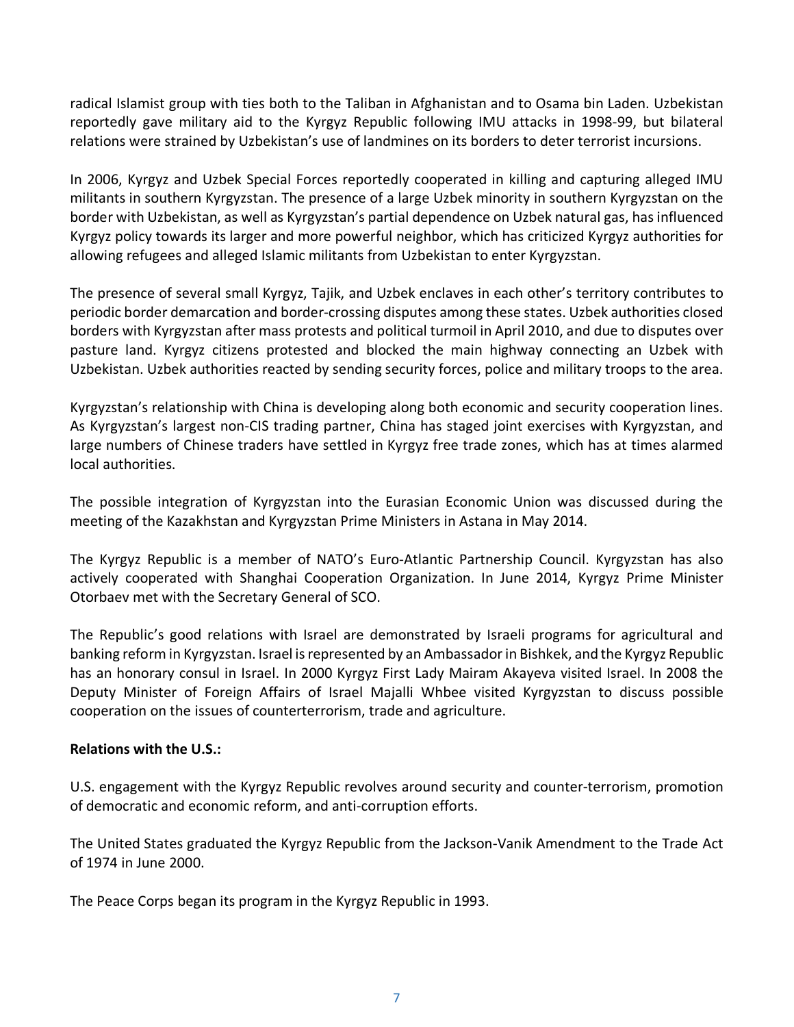radical Islamist group with ties both to the Taliban in Afghanistan and to Osama bin Laden. Uzbekistan reportedly gave military aid to the Kyrgyz Republic following IMU attacks in 1998-99, but bilateral relations were strained by Uzbekistan's use of landmines on its borders to deter terrorist incursions.

In 2006, Kyrgyz and Uzbek Special Forces reportedly cooperated in killing and capturing alleged IMU militants in southern Kyrgyzstan. The presence of a large Uzbek minority in southern Kyrgyzstan on the border with Uzbekistan, as well as Kyrgyzstan's partial dependence on Uzbek natural gas, has influenced Kyrgyz policy towards its larger and more powerful neighbor, which has criticized Kyrgyz authorities for allowing refugees and alleged Islamic militants from Uzbekistan to enter Kyrgyzstan.

The presence of several small Kyrgyz, Tajik, and Uzbek enclaves in each other's territory contributes to periodic border demarcation and border-crossing disputes among these states. Uzbek authorities closed borders with Kyrgyzstan after mass protests and political turmoil in April 2010, and due to disputes over pasture land. Kyrgyz citizens protested and blocked the main highway connecting an Uzbek with Uzbekistan. Uzbek authorities reacted by sending security forces, police and military troops to the area.

Kyrgyzstan's relationship with China is developing along both economic and security cooperation lines. As Kyrgyzstan's largest non-CIS trading partner, China has staged joint exercises with Kyrgyzstan, and large numbers of Chinese traders have settled in Kyrgyz free trade zones, which has at times alarmed local authorities.

The possible integration of Kyrgyzstan into the Eurasian Economic Union was discussed during the meeting of the Kazakhstan and Kyrgyzstan Prime Ministers in Astana in May 2014.

The Kyrgyz Republic is a member of NATO's Euro-Atlantic Partnership Council. Kyrgyzstan has also actively cooperated with Shanghai Cooperation Organization. In June 2014, Kyrgyz Prime Minister Otorbaev met with the Secretary General of SCO.

The Republic's good relations with Israel are demonstrated by Israeli programs for agricultural and banking reform in Kyrgyzstan. Israel is represented by an Ambassador in Bishkek, and the Kyrgyz Republic has an honorary consul in Israel. In 2000 Kyrgyz First Lady Mairam Akayeva visited Israel. In 2008 the Deputy Minister of Foreign Affairs of Israel Majalli Whbee visited Kyrgyzstan to discuss possible cooperation on the issues of counterterrorism, trade and agriculture.

**Relations with the U.S.:**

U.S. engagement with the Kyrgyz Republic revolves around security and counter-terrorism, promotion of democratic and economic reform, and anti-corruption efforts.

The United States graduated the Kyrgyz Republic from the Jackson-Vanik Amendment to the Trade Act of 1974 in June 2000.

The Peace Corps began its program in the Kyrgyz Republic in 1993.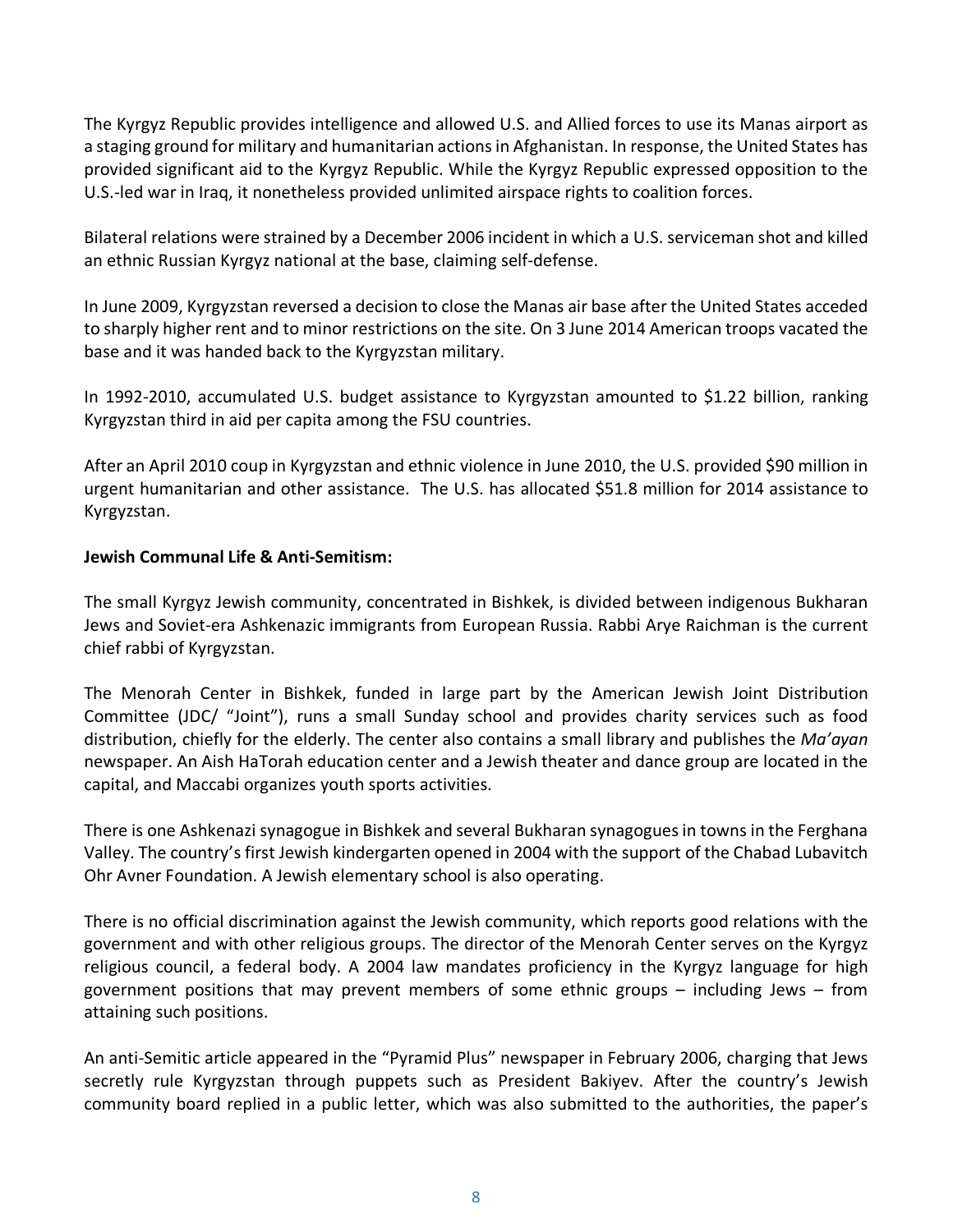The Kyrgyz Republic provides intelligence and allowed U.S. and Allied forces to use its Manas airport as a staging ground for military and humanitarian actions in Afghanistan. In response, the United States has provided significant aid to the Kyrgyz Republic. While the Kyrgyz Republic expressed opposition to the U.S.-led war in Iraq, it nonetheless provided unlimited airspace rights to coalition forces.

Bilateral relations were strained by a December 2006 incident in which a U.S. serviceman shot and killed an ethnic Russian Kyrgyz national at the base, claiming self-defense.

In June 2009, Kyrgyzstan reversed a decision to close the Manas air base after the United States acceded to sharply higher rent and to minor restrictions on the site. On 3 June 2014 American troops vacated the base and it was handed back to the Kyrgyzstan military.

In 1992-2010, accumulated U.S. budget assistance to Kyrgyzstan amounted to $1.22 billion, ranking Kyrgyzstan third in aid per capita among the FSU countries.

After an April 2010 coup in Kyrgyzstan and ethnic violence in June 2010, the U.S. provided $90 million in urgent humanitarian and other assistance. The U.S. has allocated $51.8 million for 2014 assistance to Kyrgyzstan.

**Jewish Communal Life & Anti-Semitism:**

The small Kyrgyz Jewish community, concentrated in Bishkek, is divided between indigenous Bukharan Jews and Soviet-era Ashkenazic immigrants from European Russia. Rabbi Arye Raichman is the current chief rabbi of Kyrgyzstan.

The Menorah Center in Bishkek, funded in large part by the American Jewish Joint Distribution Committee (JDC/ "Joint"), runs a small Sunday school and provides charity services such as food distribution, chiefly for the elderly. The center also contains a small library and publishes the *Ma'ayan* newspaper. An Aish HaTorah education center and a Jewish theater and dance group are located in the capital, and Maccabi organizes youth sports activities.

There is one Ashkenazi synagogue in Bishkek and several Bukharan synagogues in towns in the Ferghana Valley. The country's first Jewish kindergarten opened in 2004 with the support of the Chabad Lubavitch Ohr Avner Foundation. A Jewish elementary school is also operating.

There is no official discrimination against the Jewish community, which reports good relations with the government and with other religious groups. The director of the Menorah Center serves on the Kyrgyz religious council, a federal body. A 2004 law mandates proficiency in the Kyrgyz language for high government positions that may prevent members of some ethnic groups – including Jews – from attaining such positions.

An anti-Semitic article appeared in the "Pyramid Plus" newspaper in February 2006, charging that Jews secretly rule Kyrgyzstan through puppets such as President Bakiyev. After the country's Jewish community board replied in a public letter, which was also submitted to the authorities, the paper's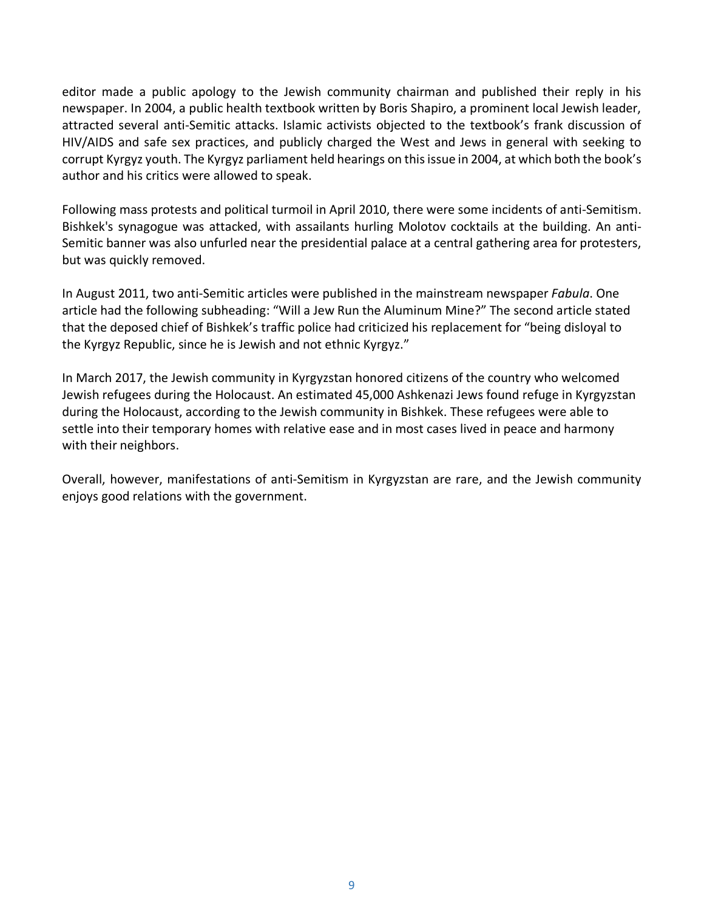editor made a public apology to the Jewish community chairman and published their reply in his newspaper. In 2004, a public health textbook written by Boris Shapiro, a prominent local Jewish leader, attracted several anti-Semitic attacks. Islamic activists objected to the textbook's frank discussion of HIV/AIDS and safe sex practices, and publicly charged the West and Jews in general with seeking to corrupt Kyrgyz youth. The Kyrgyz parliament held hearings on this issue in 2004, at which both the book's author and his critics were allowed to speak.

Following mass protests and political turmoil in April 2010, there were some incidents of anti-Semitism. Bishkek's synagogue was attacked, with assailants hurling Molotov cocktails at the building. An anti-Semitic banner was also unfurled near the presidential palace at a central gathering area for protesters, but was quickly removed.

In August 2011, two anti-Semitic articles were published in the mainstream newspaper *Fabula*. One article had the following subheading: "Will a Jew Run the Aluminum Mine?" The second article stated that the deposed chief of Bishkek's traffic police had criticized his replacement for "being disloyal to the Kyrgyz Republic, since he is Jewish and not ethnic Kyrgyz."

In March 2017, the Jewish community in Kyrgyzstan honored citizens of the country who welcomed Jewish refugees during the Holocaust. An estimated 45,000 Ashkenazi Jews found refuge in Kyrgyzstan during the Holocaust, according to the Jewish community in Bishkek. These refugees were able to settle into their temporary homes with relative ease and in most cases lived in peace and harmony with their neighbors.

Overall, however, manifestations of anti-Semitism in Kyrgyzstan are rare, and the Jewish community enjoys good relations with the government.